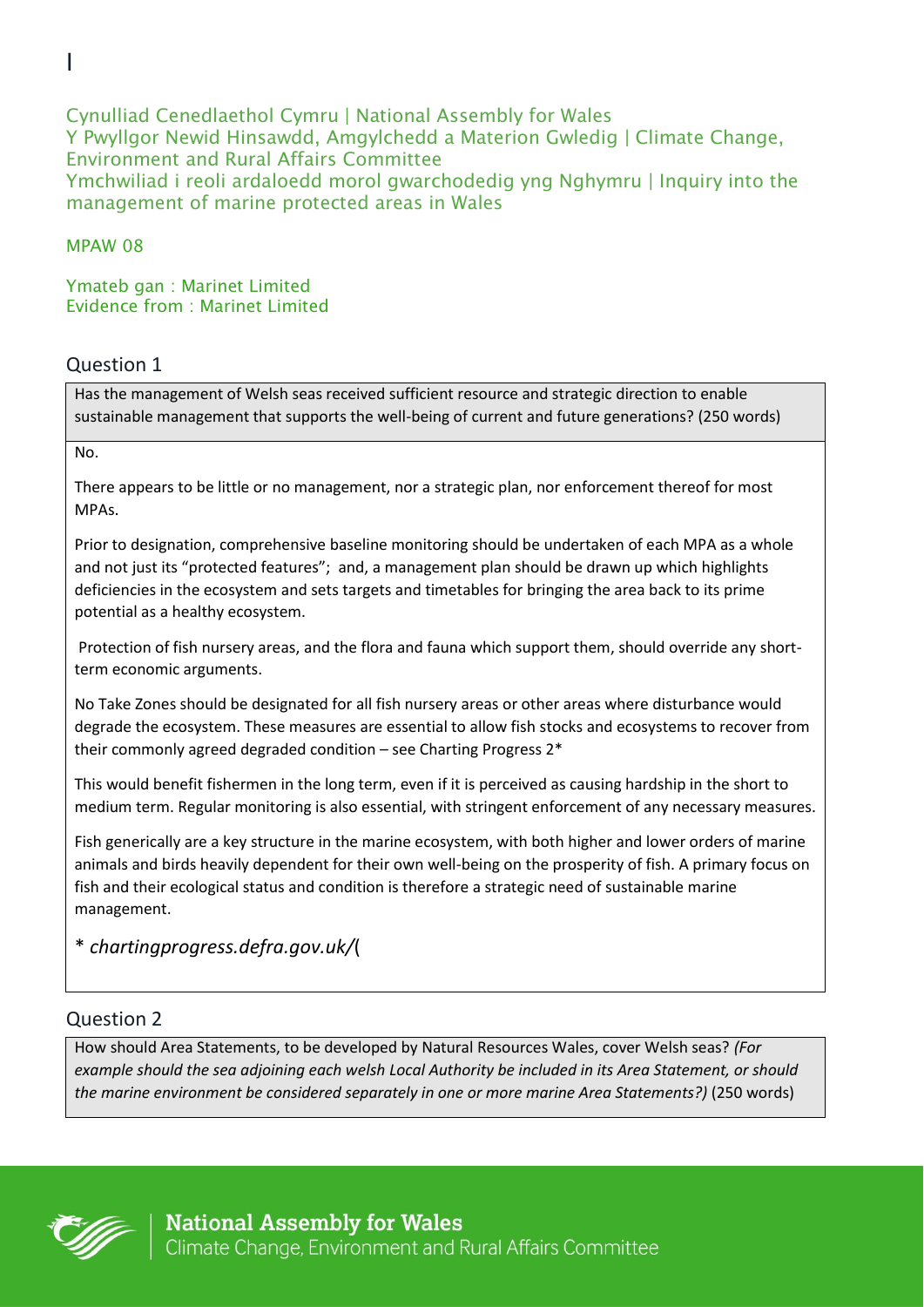I

Cynulliad Cenedlaethol Cymru | National Assembly for Wales
Y Pwyllgor Newid Hinsawdd, Amgylchedd a Materion Gwledig | Climate Change, Environment and Rural Affairs Committee
Ymchwiliad i reoli ardaloedd morol gwarchodedig yng Nghymru | Inquiry into the management of marine protected areas in Wales

MPAW 08

Ymateb gan : Marinet Limited
Evidence from : Marinet Limited

## Question 1

Has the management of Welsh seas received sufficient resource and strategic direction to enable sustainable management that supports the well-being of current and future generations? (250 words)

No.

There appears to be little or no management, nor a strategic plan, nor enforcement thereof for most MPAs.

Prior to designation, comprehensive baseline monitoring should be undertaken of each MPA as a whole and not just its "protected features"; and, a management plan should be drawn up which highlights deficiencies in the ecosystem and sets targets and timetables for bringing the area back to its prime potential as a healthy ecosystem.

Protection of fish nursery areas, and the flora and fauna which support them, should override any short-term economic arguments.

No Take Zones should be designated for all fish nursery areas or other areas where disturbance would degrade the ecosystem. These measures are essential to allow fish stocks and ecosystems to recover from their commonly agreed degraded condition – see Charting Progress 2*

This would benefit fishermen in the long term, even if it is perceived as causing hardship in the short to medium term. Regular monitoring is also essential, with stringent enforcement of any necessary measures.

Fish generically are a key structure in the marine ecosystem, with both higher and lower orders of marine animals and birds heavily dependent for their own well-being on the prosperity of fish. A primary focus on fish and their ecological status and condition is therefore a strategic need of sustainable marine management.

\* *chartingprogress.defra.gov.uk/*(

## Question 2

How should Area Statements, to be developed by Natural Resources Wales, cover Welsh seas? *(For example should the sea adjoining each welsh Local Authority be included in its Area Statement, or should the marine environment be considered separately in one or more marine Area Statements?)* (250 words)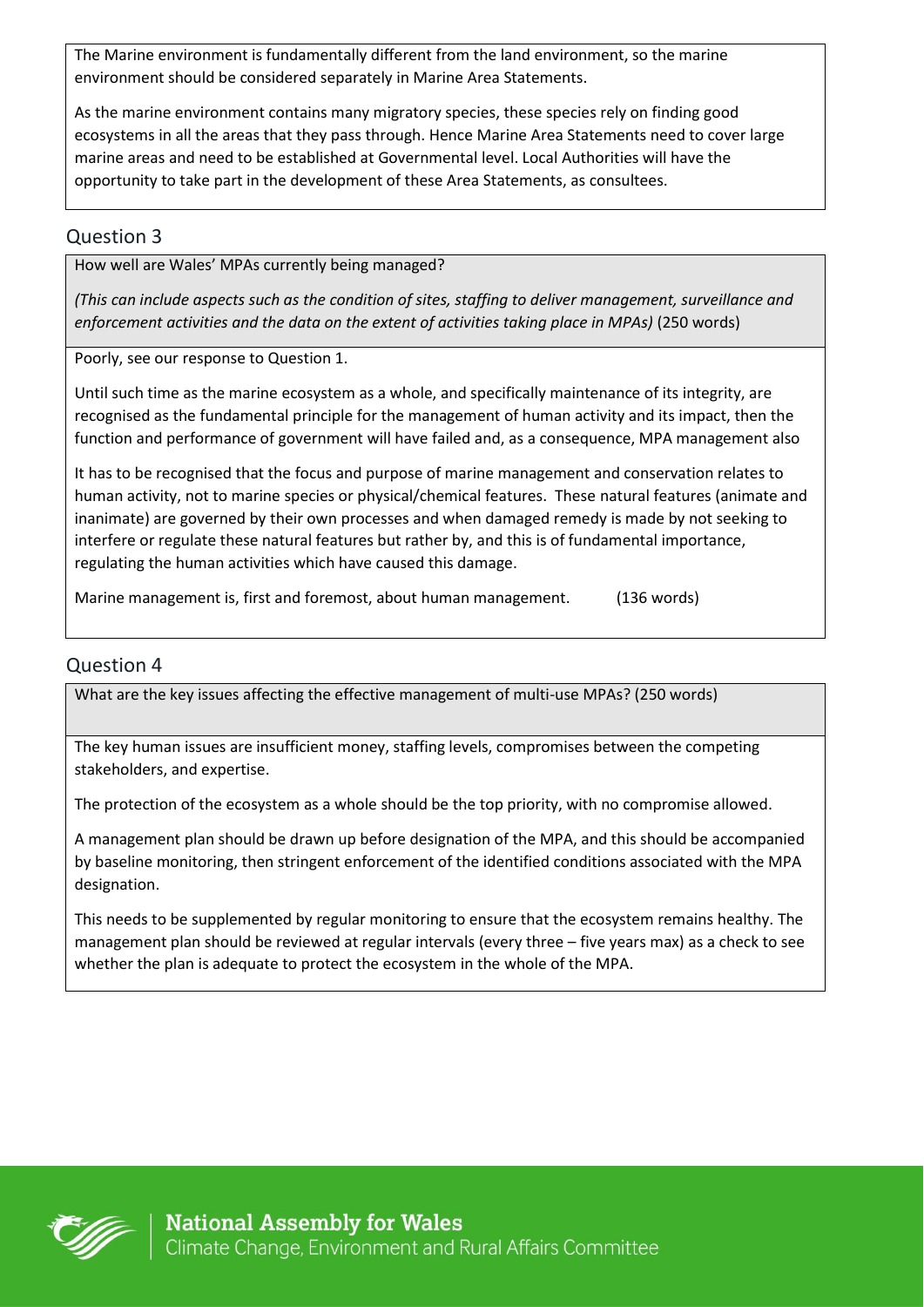The Marine environment is fundamentally different from the land environment, so the marine environment should be considered separately in Marine Area Statements.

As the marine environment contains many migratory species, these species rely on finding good ecosystems in all the areas that they pass through. Hence Marine Area Statements need to cover large marine areas and need to be established at Governmental level. Local Authorities will have the opportunity to take part in the development of these Area Statements, as consultees.

## Question 3

How well are Wales' MPAs currently being managed?

*(This can include aspects such as the condition of sites, staffing to deliver management, surveillance and enforcement activities and the data on the extent of activities taking place in MPAs)* (250 words)

Poorly, see our response to Question 1.

Until such time as the marine ecosystem as a whole, and specifically maintenance of its integrity, are recognised as the fundamental principle for the management of human activity and its impact, then the function and performance of government will have failed and, as a consequence, MPA management also

It has to be recognised that the focus and purpose of marine management and conservation relates to human activity, not to marine species or physical/chemical features. These natural features (animate and inanimate) are governed by their own processes and when damaged remedy is made by not seeking to interfere or regulate these natural features but rather by, and this is of fundamental importance, regulating the human activities which have caused this damage.

Marine management is, first and foremost, about human management. (136 words)

## Question 4

What are the key issues affecting the effective management of multi-use MPAs? (250 words)

The key human issues are insufficient money, staffing levels, compromises between the competing stakeholders, and expertise.

The protection of the ecosystem as a whole should be the top priority, with no compromise allowed.

A management plan should be drawn up before designation of the MPA, and this should be accompanied by baseline monitoring, then stringent enforcement of the identified conditions associated with the MPA designation.

This needs to be supplemented by regular monitoring to ensure that the ecosystem remains healthy. The management plan should be reviewed at regular intervals (every three – five years max) as a check to see whether the plan is adequate to protect the ecosystem in the whole of the MPA.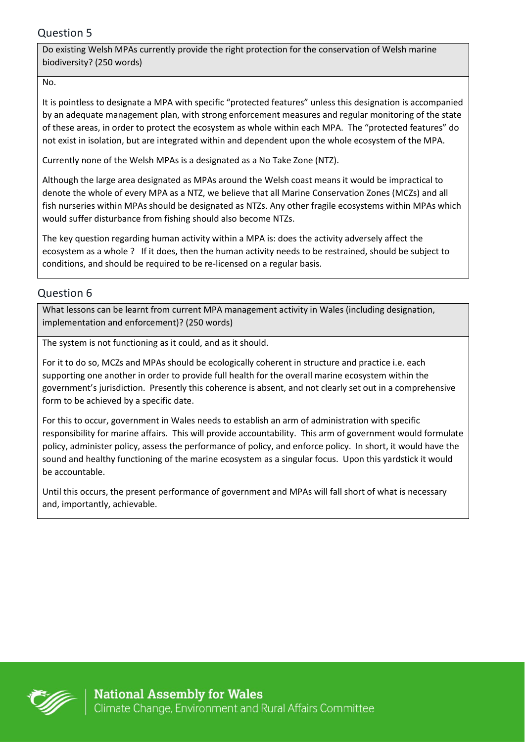## Question 5

Do existing Welsh MPAs currently provide the right protection for the conservation of Welsh marine biodiversity? (250 words)

No.

It is pointless to designate a MPA with specific "protected features" unless this designation is accompanied by an adequate management plan, with strong enforcement measures and regular monitoring of the state of these areas, in order to protect the ecosystem as whole within each MPA. The "protected features" do not exist in isolation, but are integrated within and dependent upon the whole ecosystem of the MPA.

Currently none of the Welsh MPAs is a designated as a No Take Zone (NTZ).

Although the large area designated as MPAs around the Welsh coast means it would be impractical to denote the whole of every MPA as a NTZ, we believe that all Marine Conservation Zones (MCZs) and all fish nurseries within MPAs should be designated as NTZs. Any other fragile ecosystems within MPAs which would suffer disturbance from fishing should also become NTZs.

The key question regarding human activity within a MPA is: does the activity adversely affect the ecosystem as a whole ? If it does, then the human activity needs to be restrained, should be subject to conditions, and should be required to be re-licensed on a regular basis.

## Question 6

What lessons can be learnt from current MPA management activity in Wales (including designation, implementation and enforcement)? (250 words)

The system is not functioning as it could, and as it should.

For it to do so, MCZs and MPAs should be ecologically coherent in structure and practice i.e. each supporting one another in order to provide full health for the overall marine ecosystem within the government's jurisdiction. Presently this coherence is absent, and not clearly set out in a comprehensive form to be achieved by a specific date.

For this to occur, government in Wales needs to establish an arm of administration with specific responsibility for marine affairs. This will provide accountability. This arm of government would formulate policy, administer policy, assess the performance of policy, and enforce policy. In short, it would have the sound and healthy functioning of the marine ecosystem as a singular focus. Upon this yardstick it would be accountable.

Until this occurs, the present performance of government and MPAs will fall short of what is necessary and, importantly, achievable.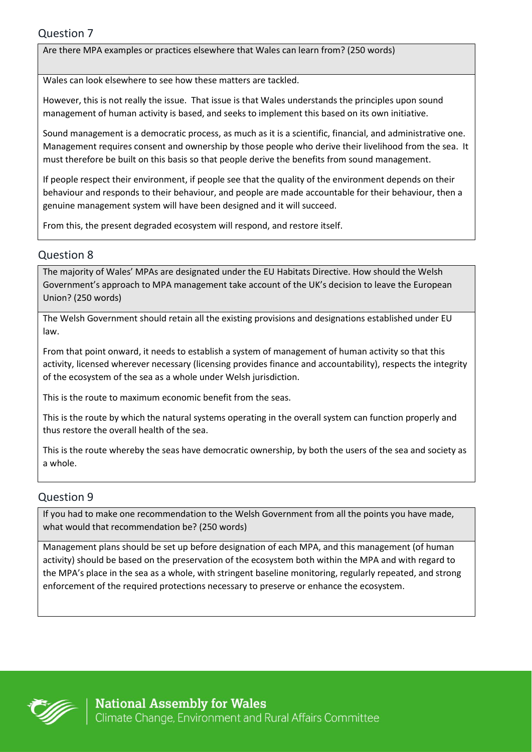## Question 7

**Are there MPA examples or practices elsewhere that Wales can learn from? (250 words)**

Wales can look elsewhere to see how these matters are tackled.

However, this is not really the issue. That issue is that Wales understands the principles upon sound management of human activity is based, and seeks to implement this based on its own initiative.

Sound management is a democratic process, as much as it is a scientific, financial, and administrative one. Management requires consent and ownership by those people who derive their livelihood from the sea. It must therefore be built on this basis so that people derive the benefits from sound management.

If people respect their environment, if people see that the quality of the environment depends on their behaviour and responds to their behaviour, and people are made accountable for their behaviour, then a genuine management system will have been designed and it will succeed.

From this, the present degraded ecosystem will respond, and restore itself.

## Question 8

**The majority of Wales' MPAs are designated under the EU Habitats Directive. How should the Welsh Government's approach to MPA management take account of the UK's decision to leave the European Union? (250 words)**

The Welsh Government should retain all the existing provisions and designations established under EU law.

From that point onward, it needs to establish a system of management of human activity so that this activity, licensed wherever necessary (licensing provides finance and accountability), respects the integrity of the ecosystem of the sea as a whole under Welsh jurisdiction.

This is the route to maximum economic benefit from the seas.

This is the route by which the natural systems operating in the overall system can function properly and thus restore the overall health of the sea.

This is the route whereby the seas have democratic ownership, by both the users of the sea and society as a whole.

## Question 9

**If you had to make one recommendation to the Welsh Government from all the points you have made, what would that recommendation be? (250 words)**

Management plans should be set up before designation of each MPA, and this management (of human activity) should be based on the preservation of the ecosystem both within the MPA and with regard to the MPA's place in the sea as a whole, with stringent baseline monitoring, regularly repeated, and strong enforcement of the required protections necessary to preserve or enhance the ecosystem.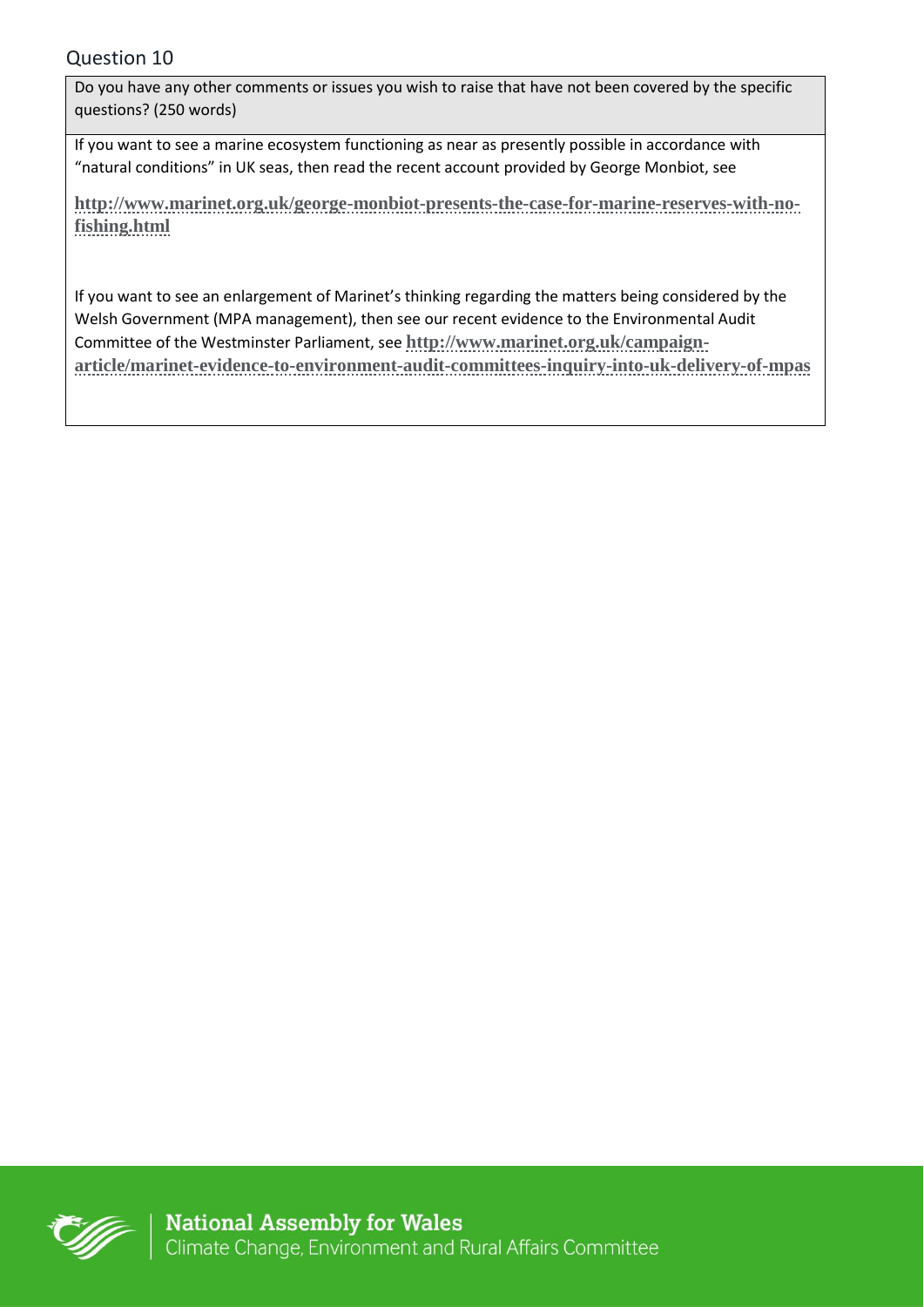## Question 10

Do you have any other comments or issues you wish to raise that have not been covered by the specific questions? (250 words)

If you want to see a marine ecosystem functioning as near as presently possible in accordance with "natural conditions" in UK seas, then read the recent account provided by George Monbiot, see

**http://www.marinet.org.uk/george-monbiot-presents-the-case-for-marine-reserves-with-no-fishing.html**

If you want to see an enlargement of Marinet's thinking regarding the matters being considered by the Welsh Government (MPA management), then see our recent evidence to the Environmental Audit Committee of the Westminster Parliament, see **http://www.marinet.org.uk/campaign-article/marinet-evidence-to-environment-audit-committees-inquiry-into-uk-delivery-of-mpas**